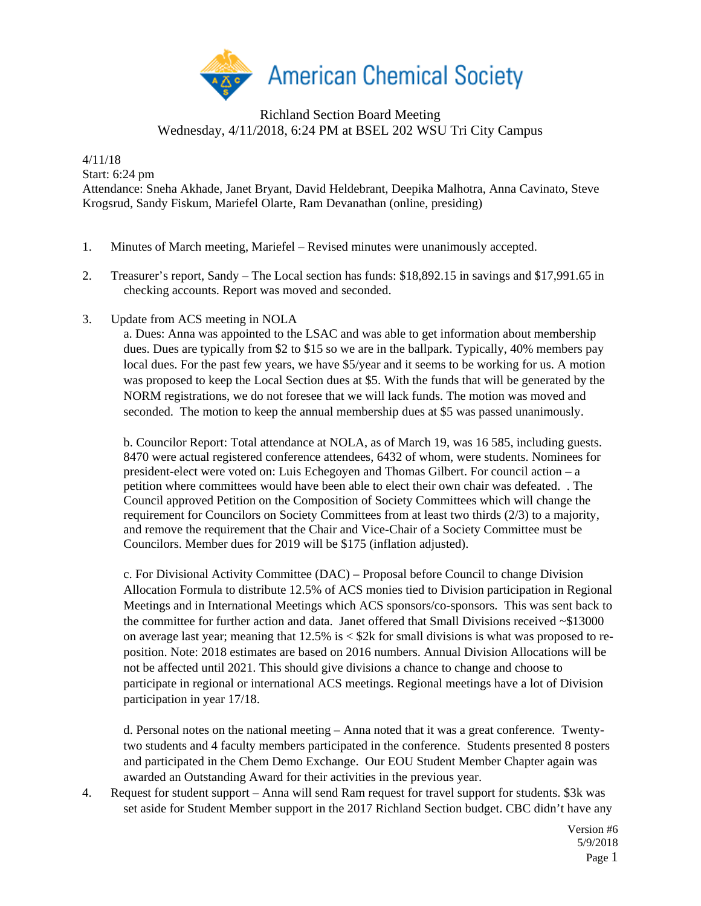American Chemical Society

Richland Section Board Meeting
Wednesday, 4/11/2018, 6:24 PM at BSEL 202 WSU Tri City Campus

4/11/18
Start: 6:24 pm
Attendance: Sneha Akhade, Janet Bryant, David Heldebrant, Deepika Malhotra, Anna Cavinato, Steve Krogsrud, Sandy Fiskum, Mariefel Olarte, Ram Devanathan (online, presiding)

1. Minutes of March meeting, Mariefel – Revised minutes were unanimously accepted.

2. Treasurer's report, Sandy – The Local section has funds: $18,892.15 in savings and $17,991.65 in checking accounts. Report was moved and seconded.

3. Update from ACS meeting in NOLA

   a. Dues: Anna was appointed to the LSAC and was able to get information about membership dues. Dues are typically from $2 to $15 so we are in the ballpark. Typically, 40% members pay local dues. For the past few years, we have $5/year and it seems to be working for us. A motion was proposed to keep the Local Section dues at $5. With the funds that will be generated by the NORM registrations, we do not foresee that we will lack funds. The motion was moved and seconded. The motion to keep the annual membership dues at $5 was passed unanimously.

   b. Councilor Report: Total attendance at NOLA, as of March 19, was 16 585, including guests. 8470 were actual registered conference attendees, 6432 of whom, were students. Nominees for president-elect were voted on: Luis Echegoyen and Thomas Gilbert. For council action – a petition where committees would have been able to elect their own chair was defeated. . The Council approved Petition on the Composition of Society Committees which will change the requirement for Councilors on Society Committees from at least two thirds (2/3) to a majority, and remove the requirement that the Chair and Vice-Chair of a Society Committee must be Councilors. Member dues for 2019 will be $175 (inflation adjusted).

   c. For Divisional Activity Committee (DAC) – Proposal before Council to change Division Allocation Formula to distribute 12.5% of ACS monies tied to Division participation in Regional Meetings and in International Meetings which ACS sponsors/co-sponsors. This was sent back to the committee for further action and data. Janet offered that Small Divisions received ~$13000 on average last year; meaning that 12.5% is < $2k for small divisions is what was proposed to re-position. Note: 2018 estimates are based on 2016 numbers. Annual Division Allocations will be not be affected until 2021. This should give divisions a chance to change and choose to participate in regional or international ACS meetings. Regional meetings have a lot of Division participation in year 17/18.

   d. Personal notes on the national meeting – Anna noted that it was a great conference. Twenty-two students and 4 faculty members participated in the conference. Students presented 8 posters and participated in the Chem Demo Exchange. Our EOU Student Member Chapter again was awarded an Outstanding Award for their activities in the previous year.

4. Request for student support – Anna will send Ram request for travel support for students. $3k was set aside for Student Member support in the 2017 Richland Section budget. CBC didn't have any

Version #6
5/9/2018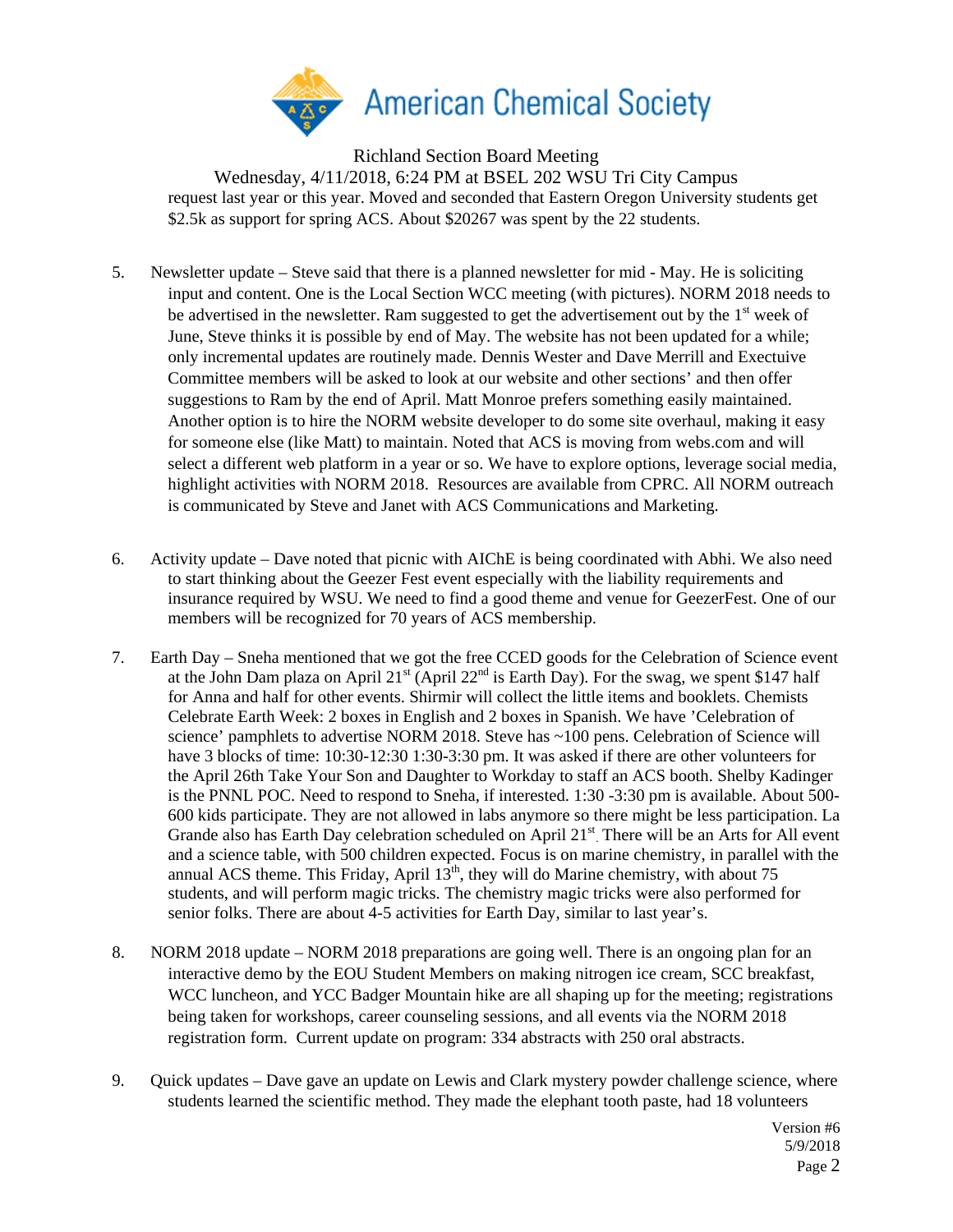Richland Section Board Meeting

Wednesday, 4/11/2018, 6:24 PM at BSEL 202 WSU Tri City Campus

request last year or this year. Moved and seconded that Eastern Oregon University students get $2.5k as support for spring ACS. About $20267 was spent by the 22 students.

5. Newsletter update – Steve said that there is a planned newsletter for mid - May. He is soliciting input and content. One is the Local Section WCC meeting (with pictures). NORM 2018 needs to be advertised in the newsletter. Ram suggested to get the advertisement out by the 1st week of June, Steve thinks it is possible by end of May. The website has not been updated for a while; only incremental updates are routinely made. Dennis Wester and Dave Merrill and Exectuive Committee members will be asked to look at our website and other sections' and then offer suggestions to Ram by the end of April. Matt Monroe prefers something easily maintained. Another option is to hire the NORM website developer to do some site overhaul, making it easy for someone else (like Matt) to maintain. Noted that ACS is moving from webs.com and will select a different web platform in a year or so. We have to explore options, leverage social media, highlight activities with NORM 2018. Resources are available from CPRC. All NORM outreach is communicated by Steve and Janet with ACS Communications and Marketing.

6. Activity update – Dave noted that picnic with AIChE is being coordinated with Abhi. We also need to start thinking about the Geezer Fest event especially with the liability requirements and insurance required by WSU. We need to find a good theme and venue for GeezerFest. One of our members will be recognized for 70 years of ACS membership.

7. Earth Day – Sneha mentioned that we got the free CCED goods for the Celebration of Science event at the John Dam plaza on April 21st (April 22nd is Earth Day). For the swag, we spent $147 half for Anna and half for other events. Shirmir will collect the little items and booklets. Chemists Celebrate Earth Week: 2 boxes in English and 2 boxes in Spanish. We have 'Celebration of science' pamphlets to advertise NORM 2018. Steve has ~100 pens. Celebration of Science will have 3 blocks of time: 10:30-12:30 1:30-3:30 pm. It was asked if there are other volunteers for the April 26th Take Your Son and Daughter to Workday to staff an ACS booth. Shelby Kadinger is the PNNL POC. Need to respond to Sneha, if interested. 1:30 -3:30 pm is available. About 500-600 kids participate. They are not allowed in labs anymore so there might be less participation. La Grande also has Earth Day celebration scheduled on April 21st. There will be an Arts for All event and a science table, with 500 children expected. Focus is on marine chemistry, in parallel with the annual ACS theme. This Friday, April 13th, they will do Marine chemistry, with about 75 students, and will perform magic tricks. The chemistry magic tricks were also performed for senior folks. There are about 4-5 activities for Earth Day, similar to last year's.

8. NORM 2018 update – NORM 2018 preparations are going well. There is an ongoing plan for an interactive demo by the EOU Student Members on making nitrogen ice cream, SCC breakfast, WCC luncheon, and YCC Badger Mountain hike are all shaping up for the meeting; registrations being taken for workshops, career counseling sessions, and all events via the NORM 2018 registration form. Current update on program: 334 abstracts with 250 oral abstracts.

9. Quick updates – Dave gave an update on Lewis and Clark mystery powder challenge science, where students learned the scientific method. They made the elephant tooth paste, had 18 volunteers

Version #6
5/9/2018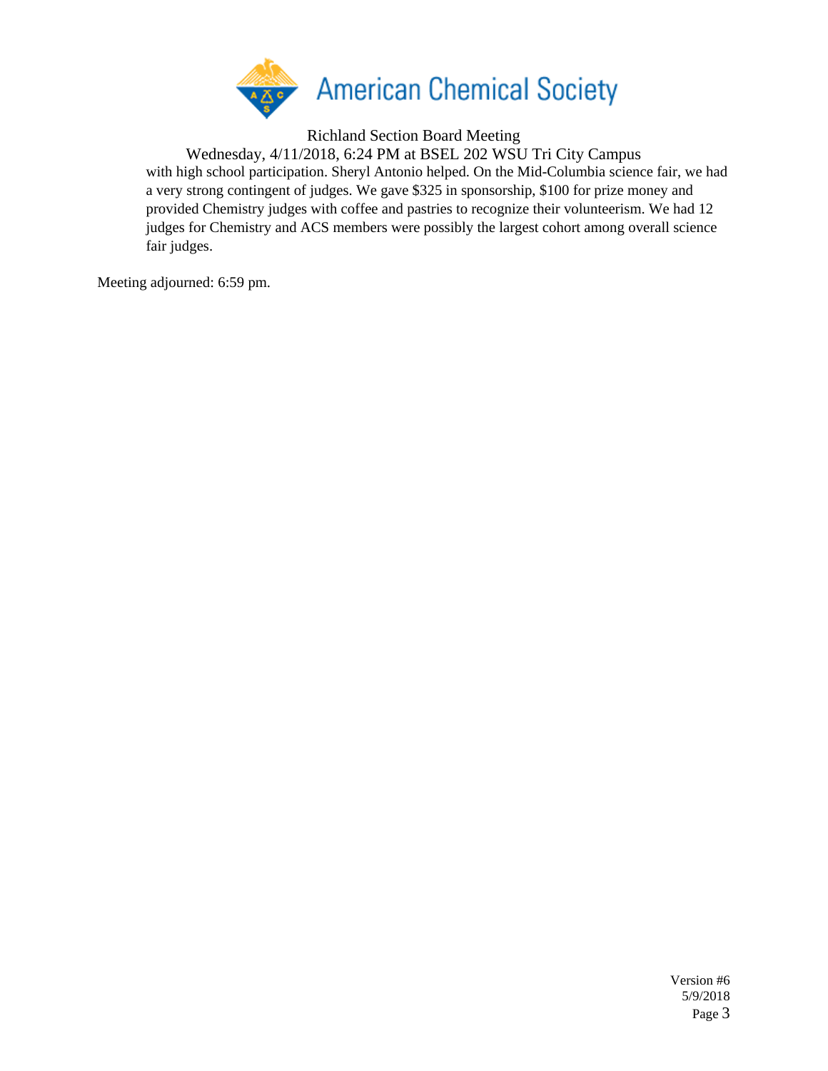with high school participation. Sheryl Antonio helped. On the Mid-Columbia science fair, we had a very strong contingent of judges. We gave $325 in sponsorship, $100 for prize money and provided Chemistry judges with coffee and pastries to recognize their volunteerism. We had 12 judges for Chemistry and ACS members were possibly the largest cohort among overall science fair judges.

Meeting adjourned: 6:59 pm.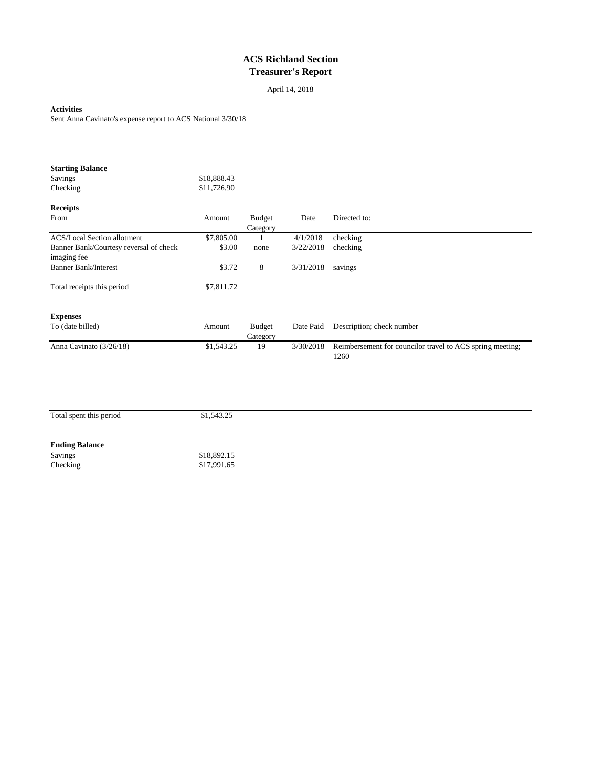# ACS Richland Section
## Treasurer's Report

April 14, 2018

**Activities**

Sent Anna Cavinato's expense report to ACS National 3/30/18

**Starting Balance**

| | |
|---|---|
| Savings | $18,888.43 |
| Checking | $11,726.90 |

**Receipts**

| From | Amount | Budget Category | Date | Directed to: |
|---|---|---|---|---|
| ACS/Local Section allotment | $7,805.00 | 1 | 4/1/2018 | checking |
| Banner Bank/Courtesy reversal of check imaging fee | $3.00 | none | 3/22/2018 | checking |
| Banner Bank/Interest | $3.72 | 8 | 3/31/2018 | savings |
| Total receipts this period | $7,811.72 | | | |

**Expenses**

| To (date billed) | Amount | Budget Category | Date Paid | Description; check number |
|---|---|---|---|---|
| Anna Cavinato (3/26/18) | $1,543.25 | 19 | 3/30/2018 | Reimbersement for councilor travel to ACS spring meeting; 1260 |
| Total spent this period | $1,543.25 | | | |

**Ending Balance**

| | |
|---|---|
| Savings | $18,892.15 |
| Checking | $17,991.65 |